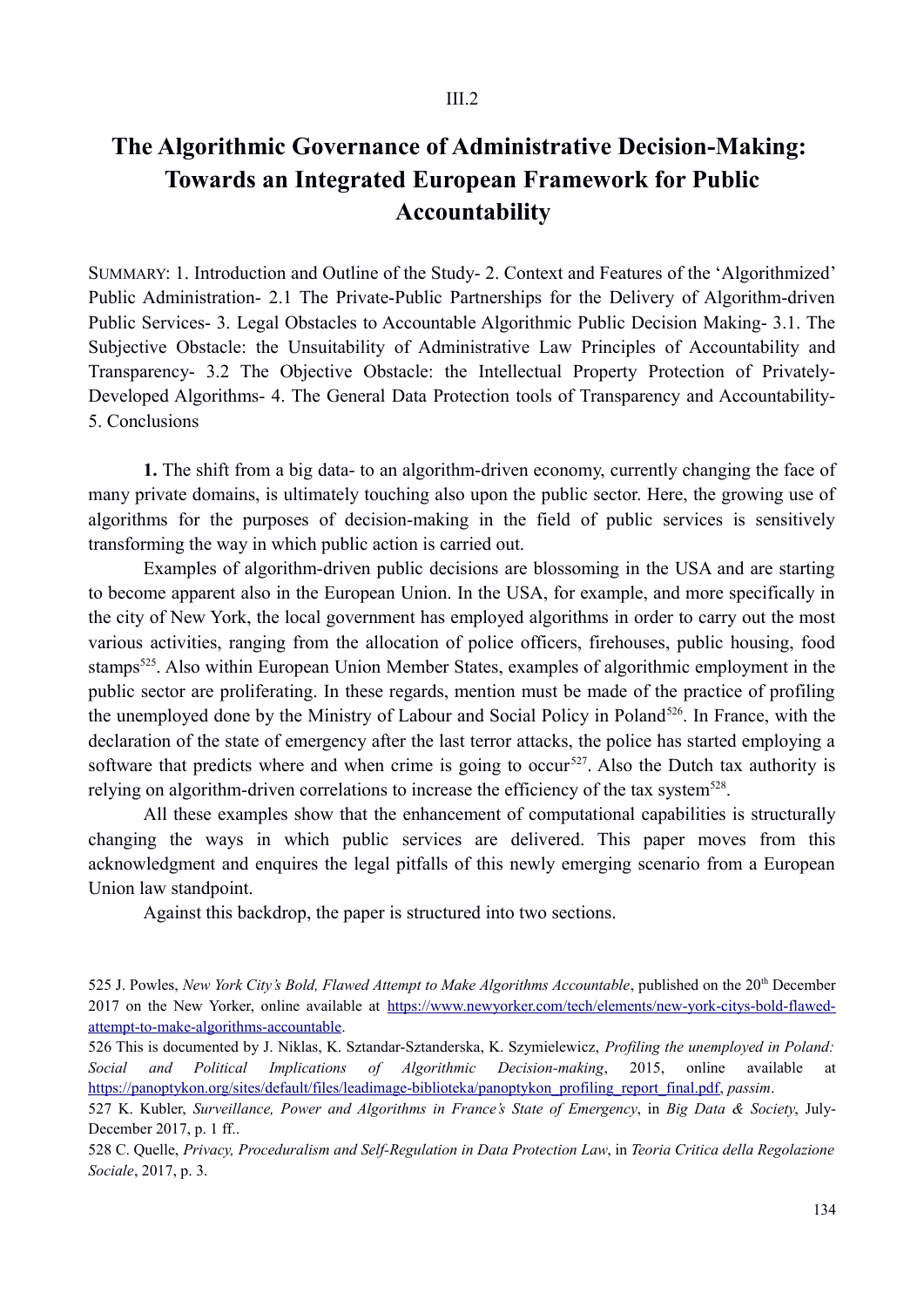III.2

# The Algorithmic Governance of Administrative Decision-Making: Towards an Integrated European Framework for Public Accountability

SUMMARY: 1. Introduction and Outline of the Study- 2. Context and Features of the 'Algorithmized' Public Administration- 2.1 The Private-Public Partnerships for the Delivery of Algorithm-driven Public Services- 3. Legal Obstacles to Accountable Algorithmic Public Decision Making- 3.1. The Subjective Obstacle: the Unsuitability of Administrative Law Principles of Accountability and Transparency- 3.2 The Objective Obstacle: the Intellectual Property Protection of Privately-Developed Algorithms- 4. The General Data Protection tools of Transparency and Accountability- 5. Conclusions

**1.** The shift from a big data- to an algorithm-driven economy, currently changing the face of many private domains, is ultimately touching also upon the public sector. Here, the growing use of algorithms for the purposes of decision-making in the field of public services is sensitively transforming the way in which public action is carried out.

Examples of algorithm-driven public decisions are blossoming in the USA and are starting to become apparent also in the European Union. In the USA, for example, and more specifically in the city of New York, the local government has employed algorithms in order to carry out the most various activities, ranging from the allocation of police officers, firehouses, public housing, food stamps[525]. Also within European Union Member States, examples of algorithmic employment in the public sector are proliferating. In these regards, mention must be made of the practice of profiling the unemployed done by the Ministry of Labour and Social Policy in Poland[526]. In France, with the declaration of the state of emergency after the last terror attacks, the police has started employing a software that predicts where and when crime is going to occur[527]. Also the Dutch tax authority is relying on algorithm-driven correlations to increase the efficiency of the tax system[528].

All these examples show that the enhancement of computational capabilities is structurally changing the ways in which public services are delivered. This paper moves from this acknowledgment and enquires the legal pitfalls of this newly emerging scenario from a European Union law standpoint.

Against this backdrop, the paper is structured into two sections.

525 J. Powles, *New York City's Bold, Flawed Attempt to Make Algorithms Accountable*, published on the 20th December 2017 on the New Yorker, online available at https://www.newyorker.com/tech/elements/new-york-citys-bold-flawed-attempt-to-make-algorithms-accountable.

526 This is documented by J. Niklas, K. Sztandar-Sztanderska, K. Szymielewicz, *Profiling the unemployed in Poland: Social and Political Implications of Algorithmic Decision-making*, 2015, online available at https://panoptykon.org/sites/default/files/leadimage-biblioteka/panoptykon_profiling_report_final.pdf, *passim*.

527 K. Kubler, *Surveillance, Power and Algorithms in France's State of Emergency*, in *Big Data & Society*, July-December 2017, p. 1 ff..

528 C. Quelle, *Privacy, Proceduralism and Self-Regulation in Data Protection Law*, in *Teoria Critica della Regolazione Sociale*, 2017, p. 3.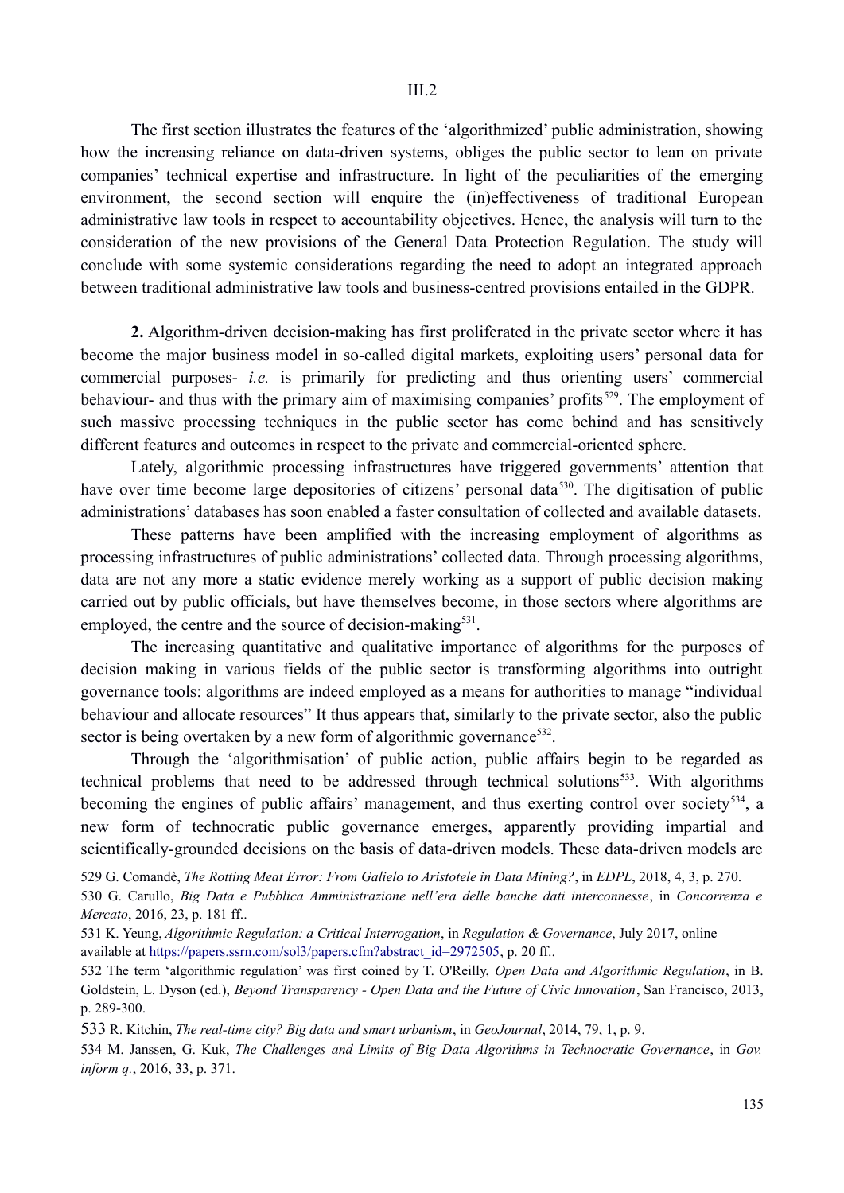The first section illustrates the features of the 'algorithmized' public administration, showing how the increasing reliance on data-driven systems, obliges the public sector to lean on private companies' technical expertise and infrastructure. In light of the peculiarities of the emerging environment, the second section will enquire the (in)effectiveness of traditional European administrative law tools in respect to accountability objectives. Hence, the analysis will turn to the consideration of the new provisions of the General Data Protection Regulation. The study will conclude with some systemic considerations regarding the need to adopt an integrated approach between traditional administrative law tools and business-centred provisions entailed in the GDPR.

**2.** Algorithm-driven decision-making has first proliferated in the private sector where it has become the major business model in so-called digital markets, exploiting users' personal data for commercial purposes- *i.e.* is primarily for predicting and thus orienting users' commercial behaviour- and thus with the primary aim of maximising companies' profits[529]. The employment of such massive processing techniques in the public sector has come behind and has sensitively different features and outcomes in respect to the private and commercial-oriented sphere.

Lately, algorithmic processing infrastructures have triggered governments' attention that have over time become large depositories of citizens' personal data[530]. The digitisation of public administrations' databases has soon enabled a faster consultation of collected and available datasets.

These patterns have been amplified with the increasing employment of algorithms as processing infrastructures of public administrations' collected data. Through processing algorithms, data are not any more a static evidence merely working as a support of public decision making carried out by public officials, but have themselves become, in those sectors where algorithms are employed, the centre and the source of decision-making[531].

The increasing quantitative and qualitative importance of algorithms for the purposes of decision making in various fields of the public sector is transforming algorithms into outright governance tools: algorithms are indeed employed as a means for authorities to manage "individual behaviour and allocate resources" It thus appears that, similarly to the private sector, also the public sector is being overtaken by a new form of algorithmic governance[532].

Through the 'algorithmisation' of public action, public affairs begin to be regarded as technical problems that need to be addressed through technical solutions[533]. With algorithms becoming the engines of public affairs' management, and thus exerting control over society[534], a new form of technocratic public governance emerges, apparently providing impartial and scientifically-grounded decisions on the basis of data-driven models. These data-driven models are

529 G. Comandè, *The Rotting Meat Error: From Galielo to Aristotele in Data Mining?*, in *EDPL*, 2018, 4, 3, p. 270.

530 G. Carullo, *Big Data e Pubblica Amministrazione nell'era delle banche dati interconnesse*, in *Concorrenza e Mercato*, 2016, 23, p. 181 ff..

531 K. Yeung, *Algorithmic Regulation: a Critical Interrogation*, in *Regulation & Governance*, July 2017, online available at https://papers.ssrn.com/sol3/papers.cfm?abstract_id=2972505, p. 20 ff..

532 The term 'algorithmic regulation' was first coined by T. O'Reilly, *Open Data and Algorithmic Regulation*, in B. Goldstein, L. Dyson (ed.), *Beyond Transparency - Open Data and the Future of Civic Innovation*, San Francisco, 2013, p. 289-300.

533 R. Kitchin, *The real-time city? Big data and smart urbanism*, in *GeoJournal*, 2014, 79, 1, p. 9.

534 M. Janssen, G. Kuk, *The Challenges and Limits of Big Data Algorithms in Technocratic Governance*, in *Gov. inform q.*, 2016, 33, p. 371.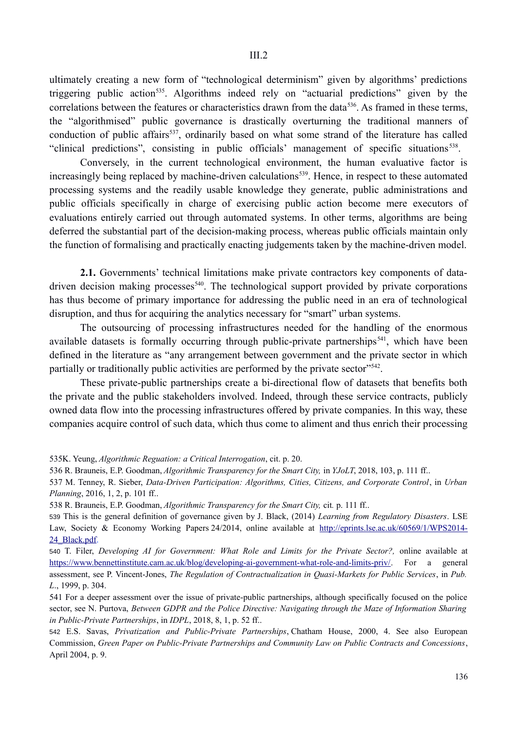ultimately creating a new form of "technological determinism" given by algorithms' predictions triggering public action[535]. Algorithms indeed rely on "actuarial predictions" given by the correlations between the features or characteristics drawn from the data[536]. As framed in these terms, the "algorithmised" public governance is drastically overturning the traditional manners of conduction of public affairs[537], ordinarily based on what some strand of the literature has called "clinical predictions", consisting in public officials' management of specific situations[538].

Conversely, in the current technological environment, the human evaluative factor is increasingly being replaced by machine-driven calculations[539]. Hence, in respect to these automated processing systems and the readily usable knowledge they generate, public administrations and public officials specifically in charge of exercising public action become mere executors of evaluations entirely carried out through automated systems. In other terms, algorithms are being deferred the substantial part of the decision-making process, whereas public officials maintain only the function of formalising and practically enacting judgements taken by the machine-driven model.

**2.1.** Governments' technical limitations make private contractors key components of data-driven decision making processes[540]. The technological support provided by private corporations has thus become of primary importance for addressing the public need in an era of technological disruption, and thus for acquiring the analytics necessary for "smart" urban systems.

The outsourcing of processing infrastructures needed for the handling of the enormous available datasets is formally occurring through public-private partnerships[541], which have been defined in the literature as "any arrangement between government and the private sector in which partially or traditionally public activities are performed by the private sector"[542].

These private-public partnerships create a bi-directional flow of datasets that benefits both the private and the public stakeholders involved. Indeed, through these service contracts, publicly owned data flow into the processing infrastructures offered by private companies. In this way, these companies acquire control of such data, which thus come to aliment and thus enrich their processing

---

535K. Yeung, *Algorithmic Reguation: a Critical Interrogation*, cit. p. 20.

536 R. Brauneis, E.P. Goodman, *Algorithmic Transparency for the Smart City,* in *YJoLT*, 2018, 103, p. 111 ff..

537 M. Tenney, R. Sieber, *Data-Driven Participation: Algorithms, Cities, Citizens, and Corporate Control*, in *Urban Planning*, 2016, 1, 2, p. 101 ff..

538 R. Brauneis, E.P. Goodman, *Algorithmic Transparency for the Smart City,* cit*.* p. 111 ff..

539 This is the general definition of governance given by J. Black, (2014) *Learning from Regulatory Disasters*. LSE Law, Society & Economy Working Papers 24/2014, online available at http://eprints.lse.ac.uk/60569/1/WPS2014-24_Black.pdf.

540 T. Filer, *Developing AI for Government: What Role and Limits for the Private Sector?,* online available at https://www.bennettinstitute.cam.ac.uk/blog/developing-ai-government-what-role-and-limits-priv/. For a general assessment, see P. Vincent-Jones, *The Regulation of Contractualization in Quasi-Markets for Public Services*, in *Pub. L*., 1999, p. 304.

541 For a deeper assessment over the issue of private-public partnerships, although specifically focused on the police sector, see N. Purtova, *Between GDPR and the Police Directive: Navigating through the Maze of Information Sharing in Public-Private Partnerships*, in *IDPL*, 2018, 8, 1, p. 52 ff..

542 E.S. Savas, *Privatization and Public-Private Partnerships*, Chatham House, 2000, 4. See also European Commission, *Green Paper on Public-Private Partnerships and Community Law on Public Contracts and Concessions*, April 2004, p. 9.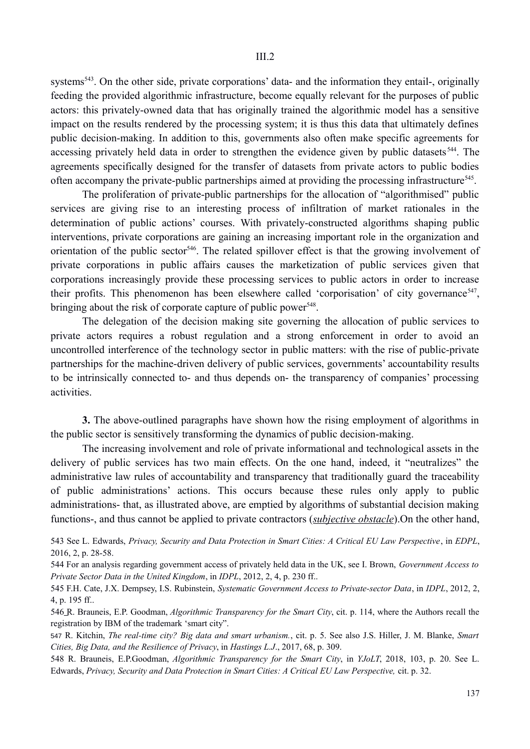systems[543]. On the other side, private corporations' data- and the information they entail-, originally feeding the provided algorithmic infrastructure, become equally relevant for the purposes of public actors: this privately-owned data that has originally trained the algorithmic model has a sensitive impact on the results rendered by the processing system; it is thus this data that ultimately defines public decision-making. In addition to this, governments also often make specific agreements for accessing privately held data in order to strengthen the evidence given by public datasets[544]. The agreements specifically designed for the transfer of datasets from private actors to public bodies often accompany the private-public partnerships aimed at providing the processing infrastructure[545].

The proliferation of private-public partnerships for the allocation of "algorithmised" public services are giving rise to an interesting process of infiltration of market rationales in the determination of public actions' courses. With privately-constructed algorithms shaping public interventions, private corporations are gaining an increasing important role in the organization and orientation of the public sector[546]. The related spillover effect is that the growing involvement of private corporations in public affairs causes the marketization of public services given that corporations increasingly provide these processing services to public actors in order to increase their profits. This phenomenon has been elsewhere called 'corporisation' of city governance[547], bringing about the risk of corporate capture of public power[548].

The delegation of the decision making site governing the allocation of public services to private actors requires a robust regulation and a strong enforcement in order to avoid an uncontrolled interference of the technology sector in public matters: with the rise of public-private partnerships for the machine-driven delivery of public services, governments' accountability results to be intrinsically connected to- and thus depends on- the transparency of companies' processing activities.

**3.** The above-outlined paragraphs have shown how the rising employment of algorithms in the public sector is sensitively transforming the dynamics of public decision-making.

The increasing involvement and role of private informational and technological assets in the delivery of public services has two main effects. On the one hand, indeed, it "neutralizes" the administrative law rules of accountability and transparency that traditionally guard the traceability of public administrations' actions. This occurs because these rules only apply to public administrations- that, as illustrated above, are emptied by algorithms of substantial decision making functions-, and thus cannot be applied to private contractors (***subjective obstacle***).On the other hand,

543 See L. Edwards, *Privacy, Security and Data Protection in Smart Cities: A Critical EU Law Perspective*, in *EDPL*, 2016, 2, p. 28-58.

544 For an analysis regarding government access of privately held data in the UK, see I. Brown, *Government Access to Private Sector Data in the United Kingdom*, in *IDPL*, 2012, 2, 4, p. 230 ff..

545 F.H. Cate, J.X. Dempsey, I.S. Rubinstein, *Systematic Government Access to Private-sector Data*, in *IDPL*, 2012, 2, 4, p. 195 ff..

546 R. Brauneis, E.P. Goodman, *Algorithmic Transparency for the Smart City*, cit. p. 114, where the Authors recall the registration by IBM of the trademark 'smart city".

547 R. Kitchin, *The real-time city? Big data and smart urbanism.*, cit. p. 5. See also J.S. Hiller, J. M. Blanke, *Smart Cities, Big Data, and the Resilience of Privacy*, in *Hastings L.J*., 2017, 68, p. 309.

548 R. Brauneis, E.P.Goodman, *Algorithmic Transparency for the Smart City*, in *YJoLT*, 2018, 103, p. 20. See L. Edwards, *Privacy, Security and Data Protection in Smart Cities: A Critical EU Law Perspective,* cit. p. 32.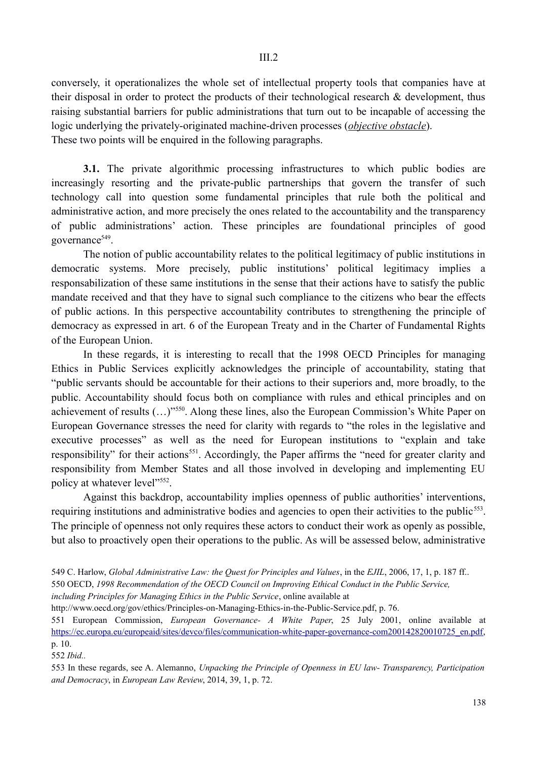conversely, it operationalizes the whole set of intellectual property tools that companies have at their disposal in order to protect the products of their technological research & development, thus raising substantial barriers for public administrations that turn out to be incapable of accessing the logic underlying the privately-originated machine-driven processes (***objective obstacle***).
These two points will be enquired in the following paragraphs.

**3.1.** The private algorithmic processing infrastructures to which public bodies are increasingly resorting and the private-public partnerships that govern the transfer of such technology call into question some fundamental principles that rule both the political and administrative action, and more precisely the ones related to the accountability and the transparency of public administrations' action. These principles are foundational principles of good governance[549].

The notion of public accountability relates to the political legitimacy of public institutions in democratic systems. More precisely, public institutions' political legitimacy implies a responsabilization of these same institutions in the sense that their actions have to satisfy the public mandate received and that they have to signal such compliance to the citizens who bear the effects of public actions. In this perspective accountability contributes to strengthening the principle of democracy as expressed in art. 6 of the European Treaty and in the Charter of Fundamental Rights of the European Union.

In these regards, it is interesting to recall that the 1998 OECD Principles for managing Ethics in Public Services explicitly acknowledges the principle of accountability, stating that "public servants should be accountable for their actions to their superiors and, more broadly, to the public. Accountability should focus both on compliance with rules and ethical principles and on achievement of results (…)"[550]. Along these lines, also the European Commission's White Paper on European Governance stresses the need for clarity with regards to "the roles in the legislative and executive processes" as well as the need for European institutions to "explain and take responsibility" for their actions[551]. Accordingly, the Paper affirms the "need for greater clarity and responsibility from Member States and all those involved in developing and implementing EU policy at whatever level"[552].

Against this backdrop, accountability implies openness of public authorities' interventions, requiring institutions and administrative bodies and agencies to open their activities to the public[553]. The principle of openness not only requires these actors to conduct their work as openly as possible, but also to proactively open their operations to the public. As will be assessed below, administrative

549 C. Harlow, *Global Administrative Law: the Quest for Principles and Values*, in the *EJIL*, 2006, 17, 1, p. 187 ff..

550 OECD, *1998 Recommendation of the OECD Council on Improving Ethical Conduct in the Public Service, including Principles for Managing Ethics in the Public Service*, online available at http://www.oecd.org/gov/ethics/Principles-on-Managing-Ethics-in-the-Public-Service.pdf, p. 76.

551 European Commission, *European Governance- A White Paper*, 25 July 2001, online available at https://ec.europa.eu/europeaid/sites/devco/files/communication-white-paper-governance-com200142820010725_en.pdf, p. 10.

552 *Ibid.*.

553 In these regards, see A. Alemanno, *Unpacking the Principle of Openness in EU law- Transparency, Participation and Democracy*, in *European Law Review*, 2014, 39, 1, p. 72.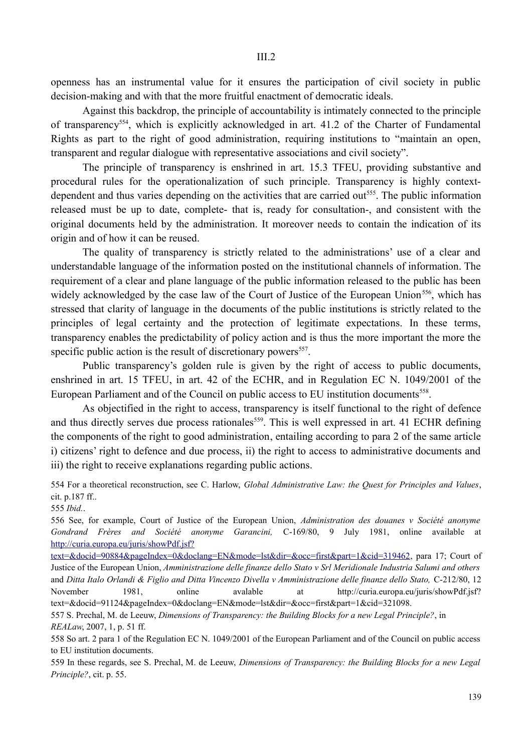openness has an instrumental value for it ensures the participation of civil society in public decision-making and with that the more fruitful enactment of democratic ideals.

Against this backdrop, the principle of accountability is intimately connected to the principle of transparency[554], which is explicitly acknowledged in art. 41.2 of the Charter of Fundamental Rights as part to the right of good administration, requiring institutions to "maintain an open, transparent and regular dialogue with representative associations and civil society".

The principle of transparency is enshrined in art. 15.3 TFEU, providing substantive and procedural rules for the operationalization of such principle. Transparency is highly context-dependent and thus varies depending on the activities that are carried out[555]. The public information released must be up to date, complete- that is, ready for consultation-, and consistent with the original documents held by the administration. It moreover needs to contain the indication of its origin and of how it can be reused.

The quality of transparency is strictly related to the administrations' use of a clear and understandable language of the information posted on the institutional channels of information. The requirement of a clear and plane language of the public information released to the public has been widely acknowledged by the case law of the Court of Justice of the European Union[556], which has stressed that clarity of language in the documents of the public institutions is strictly related to the principles of legal certainty and the protection of legitimate expectations. In these terms, transparency enables the predictability of policy action and is thus the more important the more the specific public action is the result of discretionary powers[557].

Public transparency's golden rule is given by the right of access to public documents, enshrined in art. 15 TFEU, in art. 42 of the ECHR, and in Regulation EC N. 1049/2001 of the European Parliament and of the Council on public access to EU institution documents[558].

As objectified in the right to access, transparency is itself functional to the right of defence and thus directly serves due process rationales[559]. This is well expressed in art. 41 ECHR defining the components of the right to good administration, entailing according to para 2 of the same article i) citizens' right to defence and due process, ii) the right to access to administrative documents and iii) the right to receive explanations regarding public actions.

554 For a theoretical reconstruction, see C. Harlow, *Global Administrative Law: the Quest for Principles and Values*, cit. p.187 ff..

555 *Ibid.*.

556 See, for example, Court of Justice of the European Union, *Administration des douanes v Société anonyme Gondrand Frères and Société anonyme Garancini,* C-169/80, 9 July 1981, online available at http://curia.europa.eu/juris/showPdf.jsf?text=&docid=90884&pageIndex=0&doclang=EN&mode=lst&dir=&occ=first&part=1&cid=319462, para 17; Court of Justice of the European Union, *Amministrazione delle finanze dello Stato v Srl Meridionale Industria Salumi and others* and *Ditta Italo Orlandi & Figlio and Ditta Vincenzo Divella v Amministrazione delle finanze dello Stato,* C-212/80, 12 November 1981, online avalable at http://curia.europa.eu/juris/showPdf.jsf?text=&docid=91124&pageIndex=0&doclang=EN&mode=lst&dir=&occ=first&part=1&cid=321098.

557 S. Prechal, M. de Leeuw, *Dimensions of Transparency: the Building Blocks for a new Legal Principle?*, in *REALaw*, 2007, 1, p. 51 ff.

558 So art. 2 para 1 of the Regulation EC N. 1049/2001 of the European Parliament and of the Council on public access to EU institution documents.

559 In these regards, see S. Prechal, M. de Leeuw, *Dimensions of Transparency: the Building Blocks for a new Legal Principle?*, cit. p. 55.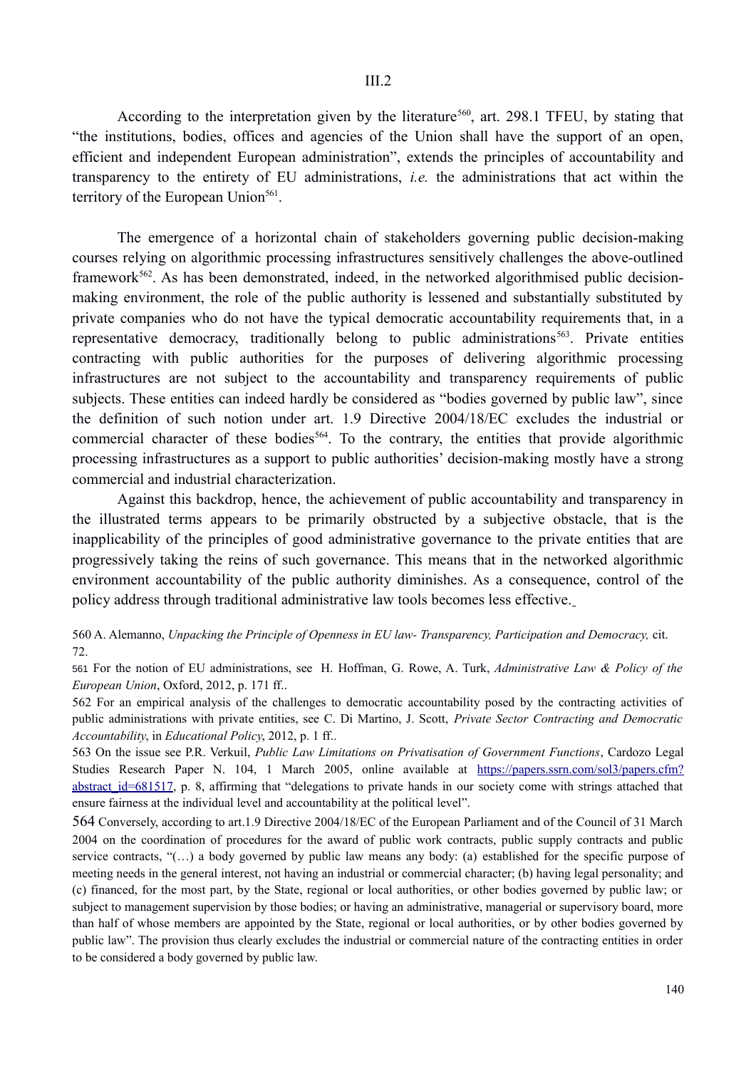III.2

According to the interpretation given by the literature[560], art. 298.1 TFEU, by stating that "the institutions, bodies, offices and agencies of the Union shall have the support of an open, efficient and independent European administration", extends the principles of accountability and transparency to the entirety of EU administrations, *i.e.* the administrations that act within the territory of the European Union[561].

The emergence of a horizontal chain of stakeholders governing public decision-making courses relying on algorithmic processing infrastructures sensitively challenges the above-outlined framework[562]. As has been demonstrated, indeed, in the networked algorithmised public decision-making environment, the role of the public authority is lessened and substantially substituted by private companies who do not have the typical democratic accountability requirements that, in a representative democracy, traditionally belong to public administrations[563]. Private entities contracting with public authorities for the purposes of delivering algorithmic processing infrastructures are not subject to the accountability and transparency requirements of public subjects. These entities can indeed hardly be considered as "bodies governed by public law", since the definition of such notion under art. 1.9 Directive 2004/18/EC excludes the industrial or commercial character of these bodies[564]. To the contrary, the entities that provide algorithmic processing infrastructures as a support to public authorities' decision-making mostly have a strong commercial and industrial characterization.

Against this backdrop, hence, the achievement of public accountability and transparency in the illustrated terms appears to be primarily obstructed by a subjective obstacle, that is the inapplicability of the principles of good administrative governance to the private entities that are progressively taking the reins of such governance. This means that in the networked algorithmic environment accountability of the public authority diminishes. As a consequence, control of the policy address through traditional administrative law tools becomes less effective.

560 A. Alemanno, *Unpacking the Principle of Openness in EU law- Transparency, Participation and Democracy,* cit. 72.

561 For the notion of EU administrations, see H. Hoffman, G. Rowe, A. Turk, *Administrative Law & Policy of the European Union*, Oxford, 2012, p. 171 ff..

562 For an empirical analysis of the challenges to democratic accountability posed by the contracting activities of public administrations with private entities, see C. Di Martino, J. Scott, *Private Sector Contracting and Democratic Accountability*, in *Educational Policy*, 2012, p. 1 ff..

563 On the issue see P.R. Verkuil, *Public Law Limitations on Privatisation of Government Functions*, Cardozo Legal Studies Research Paper N. 104, 1 March 2005, online available at https://papers.ssrn.com/sol3/papers.cfm?abstract_id=681517, p. 8, affirming that "delegations to private hands in our society come with strings attached that ensure fairness at the individual level and accountability at the political level".

564 Conversely, according to art.1.9 Directive 2004/18/EC of the European Parliament and of the Council of 31 March 2004 on the coordination of procedures for the award of public work contracts, public supply contracts and public service contracts, "(…) a body governed by public law means any body: (a) established for the specific purpose of meeting needs in the general interest, not having an industrial or commercial character; (b) having legal personality; and (c) financed, for the most part, by the State, regional or local authorities, or other bodies governed by public law; or subject to management supervision by those bodies; or having an administrative, managerial or supervisory board, more than half of whose members are appointed by the State, regional or local authorities, or by other bodies governed by public law". The provision thus clearly excludes the industrial or commercial nature of the contracting entities in order to be considered a body governed by public law.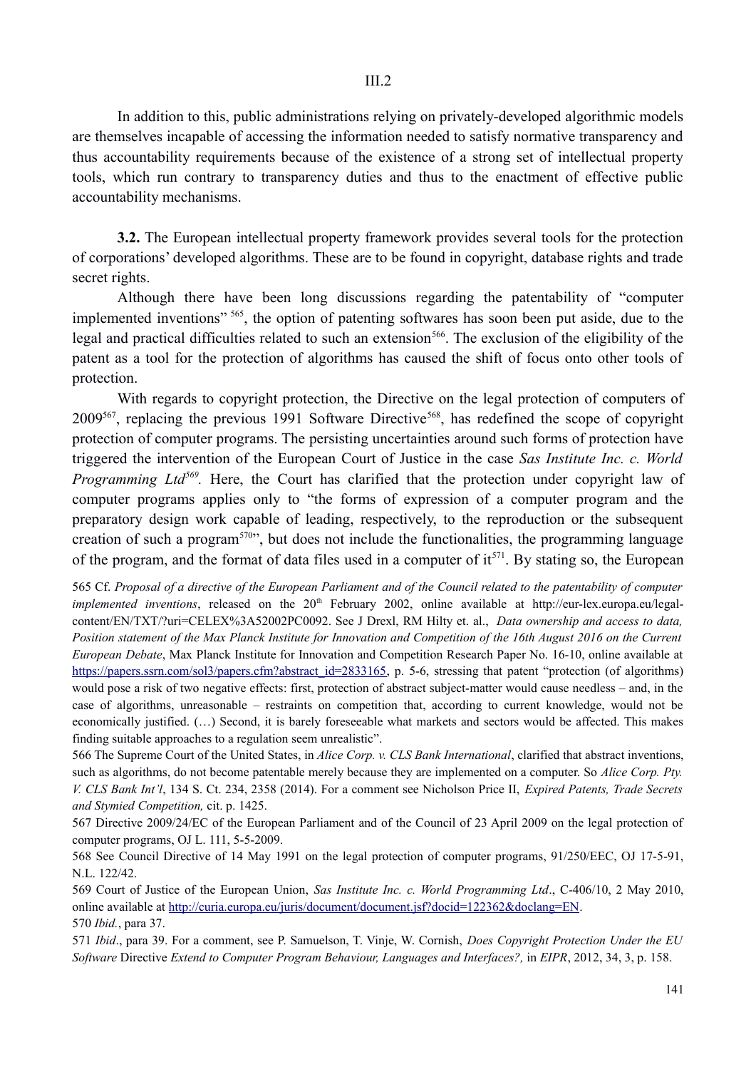III.2

In addition to this, public administrations relying on privately-developed algorithmic models are themselves incapable of accessing the information needed to satisfy normative transparency and thus accountability requirements because of the existence of a strong set of intellectual property tools, which run contrary to transparency duties and thus to the enactment of effective public accountability mechanisms.

**3.2.** The European intellectual property framework provides several tools for the protection of corporations' developed algorithms. These are to be found in copyright, database rights and trade secret rights.

Although there have been long discussions regarding the patentability of "computer implemented inventions" [565], the option of patenting softwares has soon been put aside, due to the legal and practical difficulties related to such an extension[566]. The exclusion of the eligibility of the patent as a tool for the protection of algorithms has caused the shift of focus onto other tools of protection.

With regards to copyright protection, the Directive on the legal protection of computers of 2009[567], replacing the previous 1991 Software Directive[568], has redefined the scope of copyright protection of computer programs. The persisting uncertainties around such forms of protection have triggered the intervention of the European Court of Justice in the case *Sas Institute Inc. c. World Programming Ltd*[569]. Here, the Court has clarified that the protection under copyright law of computer programs applies only to "the forms of expression of a computer program and the preparatory design work capable of leading, respectively, to the reproduction or the subsequent creation of such a program[570]", but does not include the functionalities, the programming language of the program, and the format of data files used in a computer of it[571]. By stating so, the European

565 Cf. *Proposal of a directive of the European Parliament and of the Council related to the patentability of computer implemented inventions*, released on the 20th February 2002, online available at http://eur-lex.europa.eu/legal-content/EN/TXT/?uri=CELEX%3A52002PC0092. See J Drexl, RM Hilty et. al., *Data ownership and access to data, Position statement of the Max Planck Institute for Innovation and Competition of the 16th August 2016 on the Current European Debate*, Max Planck Institute for Innovation and Competition Research Paper No. 16-10, online available at https://papers.ssrn.com/sol3/papers.cfm?abstract_id=2833165, p. 5-6, stressing that patent "protection (of algorithms) would pose a risk of two negative effects: first, protection of abstract subject-matter would cause needless – and, in the case of algorithms, unreasonable – restraints on competition that, according to current knowledge, would not be economically justified. (…) Second, it is barely foreseeable what markets and sectors would be affected. This makes finding suitable approaches to a regulation seem unrealistic".

566 The Supreme Court of the United States, in *Alice Corp. v. CLS Bank International*, clarified that abstract inventions, such as algorithms, do not become patentable merely because they are implemented on a computer. So *Alice Corp. Pty. V. CLS Bank Int'l*, 134 S. Ct. 234, 2358 (2014). For a comment see Nicholson Price II, *Expired Patents, Trade Secrets and Stymied Competition,* cit. p. 1425.

567 Directive 2009/24/EC of the European Parliament and of the Council of 23 April 2009 on the legal protection of computer programs, OJ L. 111, 5-5-2009.

568 See Council Directive of 14 May 1991 on the legal protection of computer programs, 91/250/EEC, OJ 17-5-91, N.L. 122/42.

569 Court of Justice of the European Union, *Sas Institute Inc. c. World Programming Ltd*., C-406/10, 2 May 2010, online available at http://curia.europa.eu/juris/document/document.jsf?docid=122362&doclang=EN.

570 *Ibid.*, para 37.

571 *Ibid*., para 39. For a comment, see P. Samuelson, T. Vinje, W. Cornish, *Does Copyright Protection Under the EU Software* Directive *Extend to Computer Program Behaviour, Languages and Interfaces?,* in *EIPR*, 2012, 34, 3, p. 158.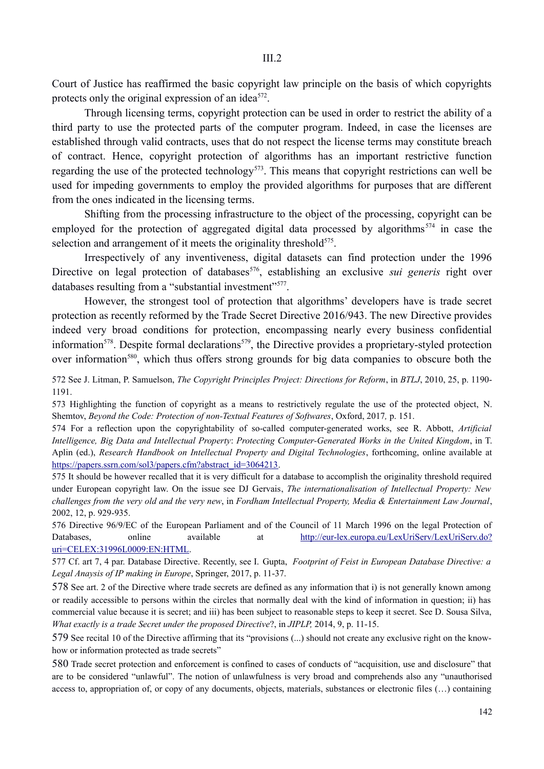Court of Justice has reaffirmed the basic copyright law principle on the basis of which copyrights protects only the original expression of an idea[572].

Through licensing terms, copyright protection can be used in order to restrict the ability of a third party to use the protected parts of the computer program. Indeed, in case the licenses are established through valid contracts, uses that do not respect the license terms may constitute breach of contract. Hence, copyright protection of algorithms has an important restrictive function regarding the use of the protected technology[573]. This means that copyright restrictions can well be used for impeding governments to employ the provided algorithms for purposes that are different from the ones indicated in the licensing terms.

Shifting from the processing infrastructure to the object of the processing, copyright can be employed for the protection of aggregated digital data processed by algorithms[574] in case the selection and arrangement of it meets the originality threshold[575].

Irrespectively of any inventiveness, digital datasets can find protection under the 1996 Directive on legal protection of databases[576], establishing an exclusive *sui generis* right over databases resulting from a "substantial investment"[577].

However, the strongest tool of protection that algorithms' developers have is trade secret protection as recently reformed by the Trade Secret Directive 2016/943. The new Directive provides indeed very broad conditions for protection, encompassing nearly every business confidential information[578]. Despite formal declarations[579], the Directive provides a proprietary-styled protection over information[580], which thus offers strong grounds for big data companies to obscure both the

572 See J. Litman, P. Samuelson, *The Copyright Principles Project: Directions for Reform*, in *BTLJ*, 2010, 25, p. 1190-1191.

573 Highlighting the function of copyright as a means to restrictively regulate the use of the protected object, N. Shemtov, *Beyond the Code: Protection of non-Textual Features of Softwares*, Oxford, 2017*,* p. 151.

574 For a reflection upon the copyrightability of so-called computer-generated works, see R. Abbott, *Artificial Intelligence, Big Data and Intellectual Property*: *Protecting Computer-Generated Works in the United Kingdom*, in T. Aplin (ed.), *Research Handbook on Intellectual Property and Digital Technologies*, forthcoming, online available at https://papers.ssrn.com/sol3/papers.cfm?abstract_id=3064213.

575 It should be however recalled that it is very difficult for a database to accomplish the originality threshold required under European copyright law. On the issue see DJ Gervais, *The internationalisation of Intellectual Property: New challenges from the very old and the very new*, in *Fordham Intellectual Property, Media & Entertainment Law Journal*, 2002, 12, p. 929-935.

576 Directive 96/9/EC of the European Parliament and of the Council of 11 March 1996 on the legal Protection of Databases, online available at http://eur-lex.europa.eu/LexUriServ/LexUriServ.do?uri=CELEX:31996L0009:EN:HTML.

577 Cf. art 7, 4 par. Database Directive. Recently, see I. Gupta, *Footprint of Feist in European Database Directive: a Legal Anaysis of IP making in Europe*, Springer, 2017, p. 11-37.

578 See art. 2 of the Directive where trade secrets are defined as any information that i) is not generally known among or readily accessible to persons within the circles that normally deal with the kind of information in question; ii) has commercial value because it is secret; and iii) has been subject to reasonable steps to keep it secret. See D. Sousa Silva, *What exactly is a trade Secret under the proposed Directive*?, in *JIPLP,* 2014, 9, p. 11-15.

579 See recital 10 of the Directive affirming that its "provisions (...) should not create any exclusive right on the know-how or information protected as trade secrets"

580 Trade secret protection and enforcement is confined to cases of conducts of "acquisition, use and disclosure" that are to be considered "unlawful". The notion of unlawfulness is very broad and comprehends also any "unauthorised access to, appropriation of, or copy of any documents, objects, materials, substances or electronic files (…) containing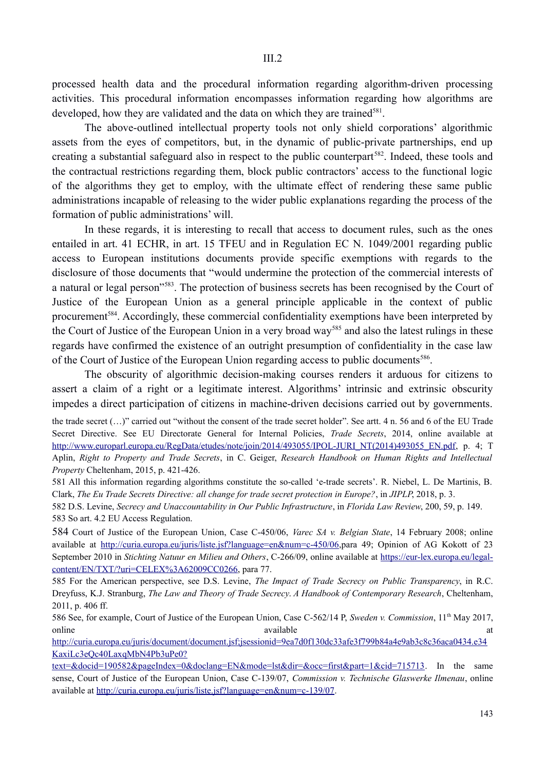processed health data and the procedural information regarding algorithm-driven processing activities. This procedural information encompasses information regarding how algorithms are developed, how they are validated and the data on which they are trained[581].

The above-outlined intellectual property tools not only shield corporations' algorithmic assets from the eyes of competitors, but, in the dynamic of public-private partnerships, end up creating a substantial safeguard also in respect to the public counterpart[582]. Indeed, these tools and the contractual restrictions regarding them, block public contractors' access to the functional logic of the algorithms they get to employ, with the ultimate effect of rendering these same public administrations incapable of releasing to the wider public explanations regarding the process of the formation of public administrations' will.

In these regards, it is interesting to recall that access to document rules, such as the ones entailed in art. 41 ECHR, in art. 15 TFEU and in Regulation EC N. 1049/2001 regarding public access to European institutions documents provide specific exemptions with regards to the disclosure of those documents that "would undermine the protection of the commercial interests of a natural or legal person"[583]. The protection of business secrets has been recognised by the Court of Justice of the European Union as a general principle applicable in the context of public procurement[584]. Accordingly, these commercial confidentiality exemptions have been interpreted by the Court of Justice of the European Union in a very broad way[585] and also the latest rulings in these regards have confirmed the existence of an outright presumption of confidentiality in the case law of the Court of Justice of the European Union regarding access to public documents[586].

The obscurity of algorithmic decision-making courses renders it arduous for citizens to assert a claim of a right or a legitimate interest. Algorithms' intrinsic and extrinsic obscurity impedes a direct participation of citizens in machine-driven decisions carried out by governments.

the trade secret (…)" carried out "without the consent of the trade secret holder". See artt. 4 n. 56 and 6 of the EU Trade Secret Directive. See EU Directorate General for Internal Policies, *Trade Secrets*, 2014, online available at http://www.europarl.europa.eu/RegData/etudes/note/join/2014/493055/IPOL-JURI_NT(2014)493055_EN.pdf, p. 4; T Aplin, *Right to Property and Trade Secrets*, in C. Geiger, *Research Handbook on Human Rights and Intellectual Property* Cheltenham, 2015, p. 421-426.

581 All this information regarding algorithms constitute the so-called 'e-trade secrets'. R. Niebel, L. De Martinis, B. Clark, *The Eu Trade Secrets Directive: all change for trade secret protection in Europe?*, in *JIPLP*, 2018, p. 3.

582 D.S. Levine, *Secrecy and Unaccountability in Our Public Infrastructure*, in *Florida Law Review*, 200, 59, p. 149.

583 So art. 4.2 EU Access Regulation.

584 Court of Justice of the European Union, Case C-450/06, *Varec SA v. Belgian State*, 14 February 2008; online available at http://curia.europa.eu/juris/liste.jsf?language=en&num=c-450/06,para 49; Opinion of AG Kokott of 23 September 2010 in *Stichting Natuur en Milieu and Others*, C-266/09, online available at https://eur-lex.europa.eu/legal-content/EN/TXT/?uri=CELEX%3A62009CC0266, para 77.

585 For the American perspective, see D.S. Levine, *The Impact of Trade Secrecy on Public Transparency*, in R.C. Dreyfuss, K.J. Stranburg, *The Law and Theory of Trade Secrecy. A Handbook of Contemporary Research*, Cheltenham, 2011, p. 406 ff.

586 See, for example, Court of Justice of the European Union, Case C-562/14 P, *Sweden v. Commission*, 11th May 2017, online available at http://curia.europa.eu/juris/document/document.jsf;jsessionid=9ea7d0f130dc33afe3f799b84a4e9ab3c8c36aca0434.e34KaxiLc3eQc40LaxqMbN4Pb3uPe0?text=&docid=190582&pageIndex=0&doclang=EN&mode=lst&dir=&occ=first&part=1&cid=715713. In the same sense, Court of Justice of the European Union, Case C-139/07, *Commission v. Technische Glaswerke Ilmenau*, online available at http://curia.europa.eu/juris/liste.jsf?language=en&num=c-139/07.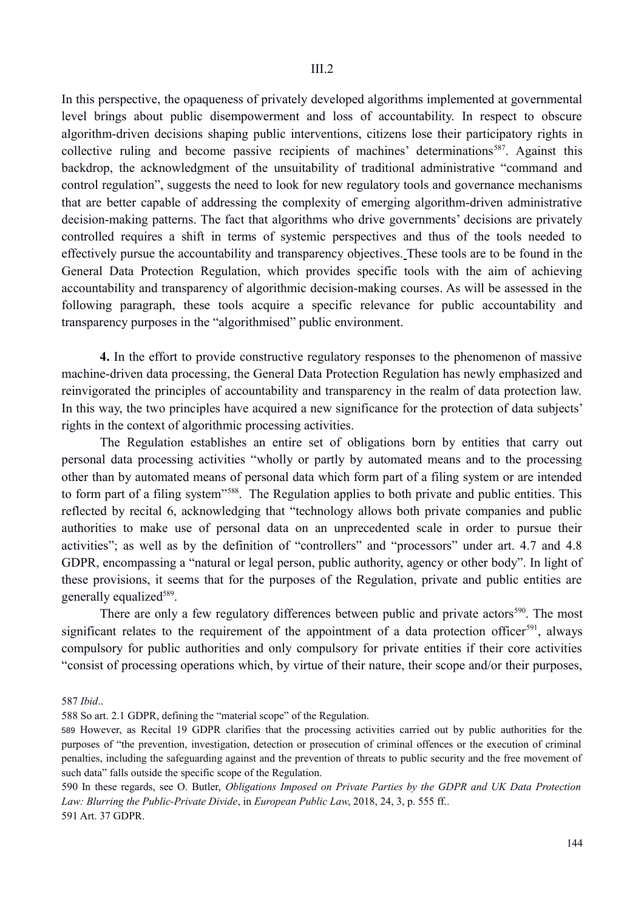In this perspective, the opaqueness of privately developed algorithms implemented at governmental level brings about public disempowerment and loss of accountability. In respect to obscure algorithm-driven decisions shaping public interventions, citizens lose their participatory rights in collective ruling and become passive recipients of machines' determinations[587]. Against this backdrop, the acknowledgment of the unsuitability of traditional administrative "command and control regulation", suggests the need to look for new regulatory tools and governance mechanisms that are better capable of addressing the complexity of emerging algorithm-driven administrative decision-making patterns. The fact that algorithms who drive governments' decisions are privately controlled requires a shift in terms of systemic perspectives and thus of the tools needed to effectively pursue the accountability and transparency objectives. These tools are to be found in the General Data Protection Regulation, which provides specific tools with the aim of achieving accountability and transparency of algorithmic decision-making courses. As will be assessed in the following paragraph, these tools acquire a specific relevance for public accountability and transparency purposes in the "algorithmised" public environment.

**4.** In the effort to provide constructive regulatory responses to the phenomenon of massive machine-driven data processing, the General Data Protection Regulation has newly emphasized and reinvigorated the principles of accountability and transparency in the realm of data protection law. In this way, the two principles have acquired a new significance for the protection of data subjects' rights in the context of algorithmic processing activities.

The Regulation establishes an entire set of obligations born by entities that carry out personal data processing activities "wholly or partly by automated means and to the processing other than by automated means of personal data which form part of a filing system or are intended to form part of a filing system"[588]. The Regulation applies to both private and public entities. This reflected by recital 6, acknowledging that "technology allows both private companies and public authorities to make use of personal data on an unprecedented scale in order to pursue their activities"; as well as by the definition of "controllers" and "processors" under art. 4.7 and 4.8 GDPR, encompassing a "natural or legal person, public authority, agency or other body". In light of these provisions, it seems that for the purposes of the Regulation, private and public entities are generally equalized[589].

There are only a few regulatory differences between public and private actors[590]. The most significant relates to the requirement of the appointment of a data protection officer[591], always compulsory for public authorities and only compulsory for private entities if their core activities "consist of processing operations which, by virtue of their nature, their scope and/or their purposes,

587 *Ibid*..

588 So art. 2.1 GDPR, defining the "material scope" of the Regulation.

589 However, as Recital 19 GDPR clarifies that the processing activities carried out by public authorities for the purposes of "the prevention, investigation, detection or prosecution of criminal offences or the execution of criminal penalties, including the safeguarding against and the prevention of threats to public security and the free movement of such data" falls outside the specific scope of the Regulation.

590 In these regards, see O. Butler, *Obligations Imposed on Private Parties by the GDPR and UK Data Protection Law: Blurring the Public-Private Divide*, in *European Public Law*, 2018, 24, 3, p. 555 ff..

591 Art. 37 GDPR.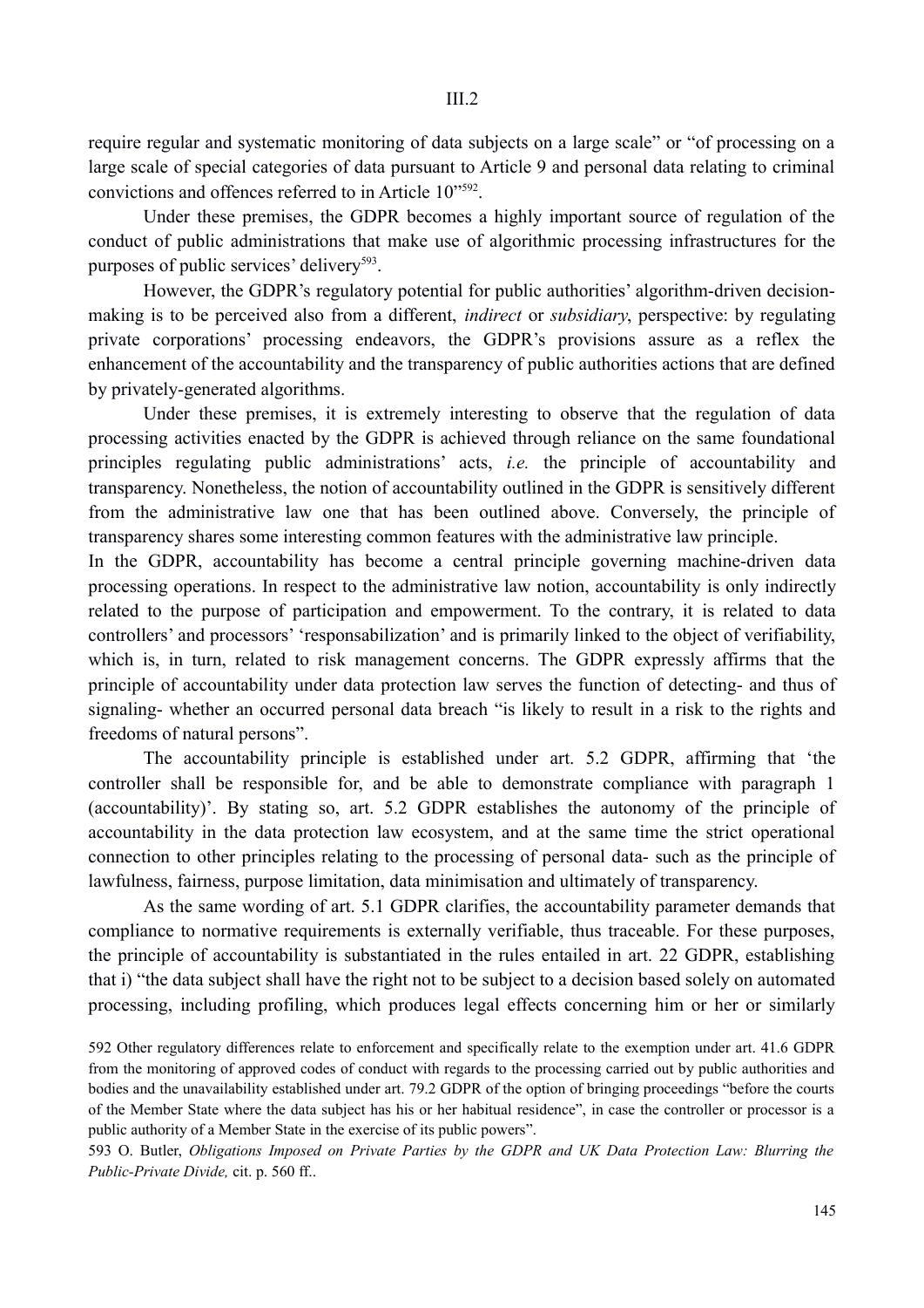require regular and systematic monitoring of data subjects on a large scale" or "of processing on a large scale of special categories of data pursuant to Article 9 and personal data relating to criminal convictions and offences referred to in Article 10"[592].

Under these premises, the GDPR becomes a highly important source of regulation of the conduct of public administrations that make use of algorithmic processing infrastructures for the purposes of public services' delivery[593].

However, the GDPR's regulatory potential for public authorities' algorithm-driven decision-making is to be perceived also from a different, *indirect* or *subsidiary*, perspective: by regulating private corporations' processing endeavors, the GDPR's provisions assure as a reflex the enhancement of the accountability and the transparency of public authorities actions that are defined by privately-generated algorithms.

Under these premises, it is extremely interesting to observe that the regulation of data processing activities enacted by the GDPR is achieved through reliance on the same foundational principles regulating public administrations' acts, *i.e.* the principle of accountability and transparency. Nonetheless, the notion of accountability outlined in the GDPR is sensitively different from the administrative law one that has been outlined above. Conversely, the principle of transparency shares some interesting common features with the administrative law principle.

In the GDPR, accountability has become a central principle governing machine-driven data processing operations. In respect to the administrative law notion, accountability is only indirectly related to the purpose of participation and empowerment. To the contrary, it is related to data controllers' and processors' 'responsabilization' and is primarily linked to the object of verifiability, which is, in turn, related to risk management concerns. The GDPR expressly affirms that the principle of accountability under data protection law serves the function of detecting- and thus of signaling- whether an occurred personal data breach "is likely to result in a risk to the rights and freedoms of natural persons".

The accountability principle is established under art. 5.2 GDPR, affirming that 'the controller shall be responsible for, and be able to demonstrate compliance with paragraph 1 (accountability)'. By stating so, art. 5.2 GDPR establishes the autonomy of the principle of accountability in the data protection law ecosystem, and at the same time the strict operational connection to other principles relating to the processing of personal data- such as the principle of lawfulness, fairness, purpose limitation, data minimisation and ultimately of transparency.

As the same wording of art. 5.1 GDPR clarifies, the accountability parameter demands that compliance to normative requirements is externally verifiable, thus traceable. For these purposes, the principle of accountability is substantiated in the rules entailed in art. 22 GDPR, establishing that i) "the data subject shall have the right not to be subject to a decision based solely on automated processing, including profiling, which produces legal effects concerning him or her or similarly

592 Other regulatory differences relate to enforcement and specifically relate to the exemption under art. 41.6 GDPR from the monitoring of approved codes of conduct with regards to the processing carried out by public authorities and bodies and the unavailability established under art. 79.2 GDPR of the option of bringing proceedings "before the courts of the Member State where the data subject has his or her habitual residence", in case the controller or processor is a public authority of a Member State in the exercise of its public powers".

593 O. Butler, *Obligations Imposed on Private Parties by the GDPR and UK Data Protection Law: Blurring the Public-Private Divide,* cit. p. 560 ff..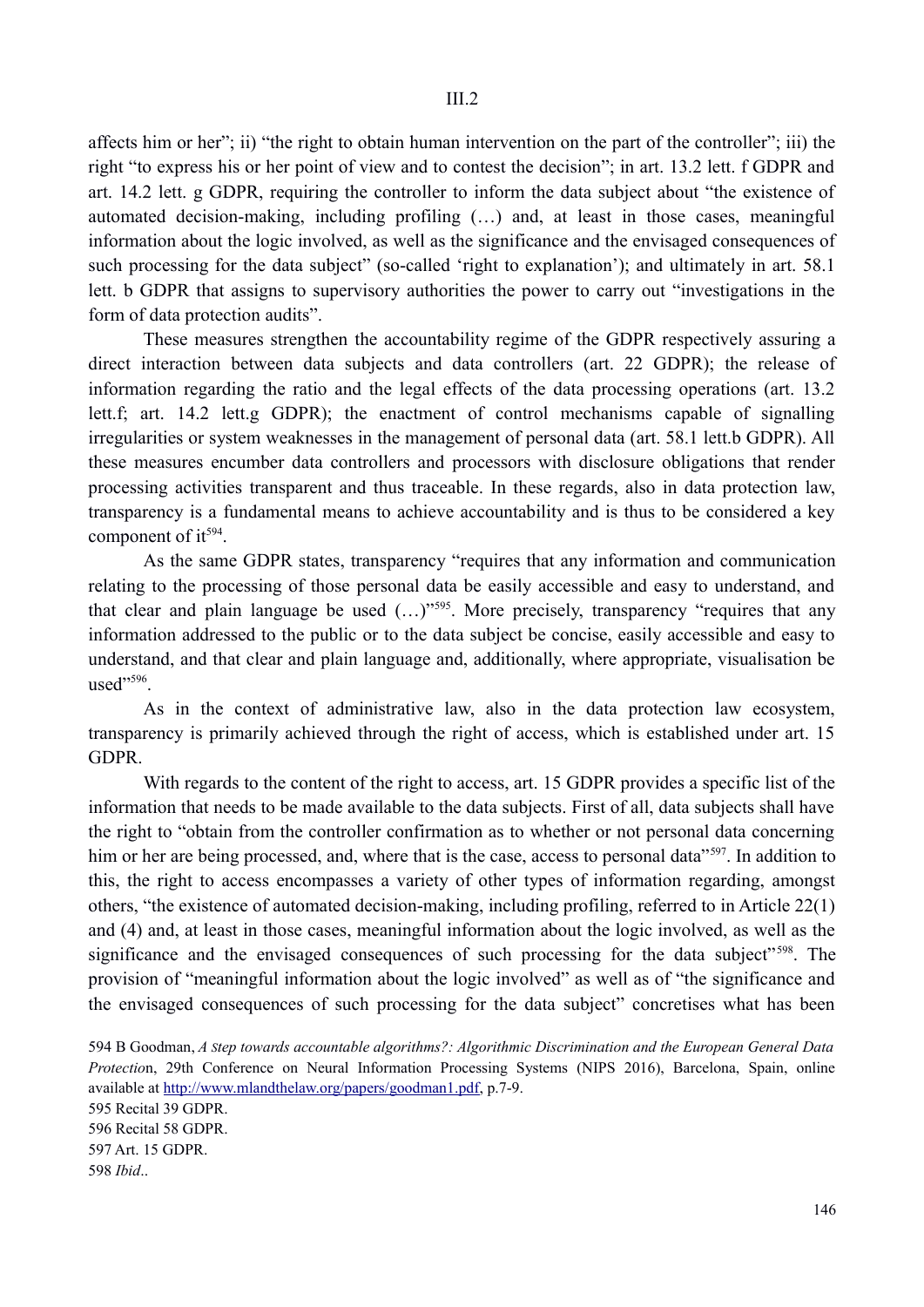affects him or her"; ii) "the right to obtain human intervention on the part of the controller"; iii) the right "to express his or her point of view and to contest the decision"; in art. 13.2 lett. f GDPR and art. 14.2 lett. g GDPR, requiring the controller to inform the data subject about "the existence of automated decision-making, including profiling (…) and, at least in those cases, meaningful information about the logic involved, as well as the significance and the envisaged consequences of such processing for the data subject" (so-called 'right to explanation'); and ultimately in art. 58.1 lett. b GDPR that assigns to supervisory authorities the power to carry out "investigations in the form of data protection audits".

These measures strengthen the accountability regime of the GDPR respectively assuring a direct interaction between data subjects and data controllers (art. 22 GDPR); the release of information regarding the ratio and the legal effects of the data processing operations (art. 13.2 lett.f; art. 14.2 lett.g GDPR); the enactment of control mechanisms capable of signalling irregularities or system weaknesses in the management of personal data (art. 58.1 lett.b GDPR). All these measures encumber data controllers and processors with disclosure obligations that render processing activities transparent and thus traceable. In these regards, also in data protection law, transparency is a fundamental means to achieve accountability and is thus to be considered a key component of it[594].

As the same GDPR states, transparency "requires that any information and communication relating to the processing of those personal data be easily accessible and easy to understand, and that clear and plain language be used (…)"[595]. More precisely, transparency "requires that any information addressed to the public or to the data subject be concise, easily accessible and easy to understand, and that clear and plain language and, additionally, where appropriate, visualisation be used"[596].

As in the context of administrative law, also in the data protection law ecosystem, transparency is primarily achieved through the right of access, which is established under art. 15 GDPR.

With regards to the content of the right to access, art. 15 GDPR provides a specific list of the information that needs to be made available to the data subjects. First of all, data subjects shall have the right to "obtain from the controller confirmation as to whether or not personal data concerning him or her are being processed, and, where that is the case, access to personal data"[597]. In addition to this, the right to access encompasses a variety of other types of information regarding, amongst others, "the existence of automated decision-making, including profiling, referred to in Article 22(1) and (4) and, at least in those cases, meaningful information about the logic involved, as well as the significance and the envisaged consequences of such processing for the data subject"[598]. The provision of "meaningful information about the logic involved" as well as of "the significance and the envisaged consequences of such processing for the data subject" concretises what has been

594 B Goodman, *A step towards accountable algorithms?: Algorithmic Discrimination and the European General Data Protection*, 29th Conference on Neural Information Processing Systems (NIPS 2016), Barcelona, Spain, online available at http://www.mlandthelaw.org/papers/goodman1.pdf, p.7-9.

595 Recital 39 GDPR.

596 Recital 58 GDPR.

597 Art. 15 GDPR.

598 *Ibid*..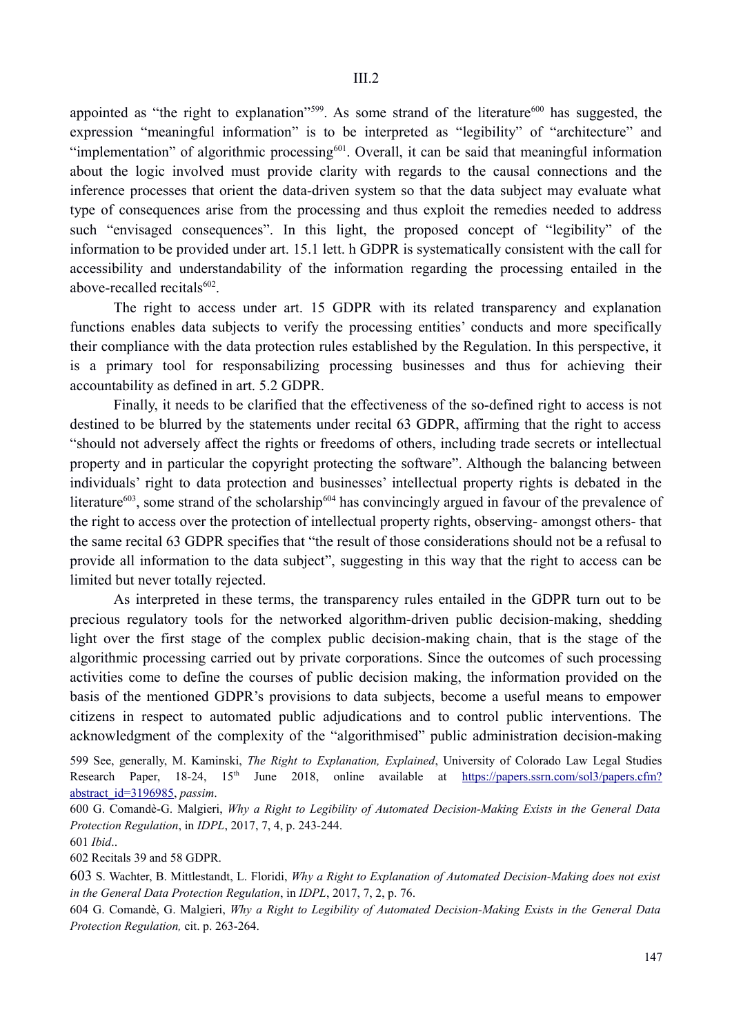appointed as "the right to explanation"[599]. As some strand of the literature[600] has suggested, the expression "meaningful information" is to be interpreted as "legibility" of "architecture" and "implementation" of algorithmic processing[601]. Overall, it can be said that meaningful information about the logic involved must provide clarity with regards to the causal connections and the inference processes that orient the data-driven system so that the data subject may evaluate what type of consequences arise from the processing and thus exploit the remedies needed to address such "envisaged consequences". In this light, the proposed concept of "legibility" of the information to be provided under art. 15.1 lett. h GDPR is systematically consistent with the call for accessibility and understandability of the information regarding the processing entailed in the above-recalled recitals[602].

The right to access under art. 15 GDPR with its related transparency and explanation functions enables data subjects to verify the processing entities' conducts and more specifically their compliance with the data protection rules established by the Regulation. In this perspective, it is a primary tool for responsabilizing processing businesses and thus for achieving their accountability as defined in art. 5.2 GDPR.

Finally, it needs to be clarified that the effectiveness of the so-defined right to access is not destined to be blurred by the statements under recital 63 GDPR, affirming that the right to access "should not adversely affect the rights or freedoms of others, including trade secrets or intellectual property and in particular the copyright protecting the software". Although the balancing between individuals' right to data protection and businesses' intellectual property rights is debated in the literature[603], some strand of the scholarship[604] has convincingly argued in favour of the prevalence of the right to access over the protection of intellectual property rights, observing- amongst others- that the same recital 63 GDPR specifies that "the result of those considerations should not be a refusal to provide all information to the data subject", suggesting in this way that the right to access can be limited but never totally rejected.

As interpreted in these terms, the transparency rules entailed in the GDPR turn out to be precious regulatory tools for the networked algorithm-driven public decision-making, shedding light over the first stage of the complex public decision-making chain, that is the stage of the algorithmic processing carried out by private corporations. Since the outcomes of such processing activities come to define the courses of public decision making, the information provided on the basis of the mentioned GDPR's provisions to data subjects, become a useful means to empower citizens in respect to automated public adjudications and to control public interventions. The acknowledgment of the complexity of the "algorithmised" public administration decision-making

599 See, generally, M. Kaminski, *The Right to Explanation, Explained*, University of Colorado Law Legal Studies Research Paper, 18-24, 15th June 2018, online available at https://papers.ssrn.com/sol3/papers.cfm?abstract_id=3196985, *passim*.

600 G. Comandè-G. Malgieri, *Why a Right to Legibility of Automated Decision-Making Exists in the General Data Protection Regulation*, in *IDPL*, 2017, 7, 4, p. 243-244.

601 *Ibid*..

602 Recitals 39 and 58 GDPR.

603 S. Wachter, B. Mittlestandt, L. Floridi, *Why a Right to Explanation of Automated Decision-Making does not exist in the General Data Protection Regulation*, in *IDPL*, 2017, 7, 2, p. 76.

604 G. Comandè, G. Malgieri, *Why a Right to Legibility of Automated Decision-Making Exists in the General Data Protection Regulation,* cit. p. 263-264.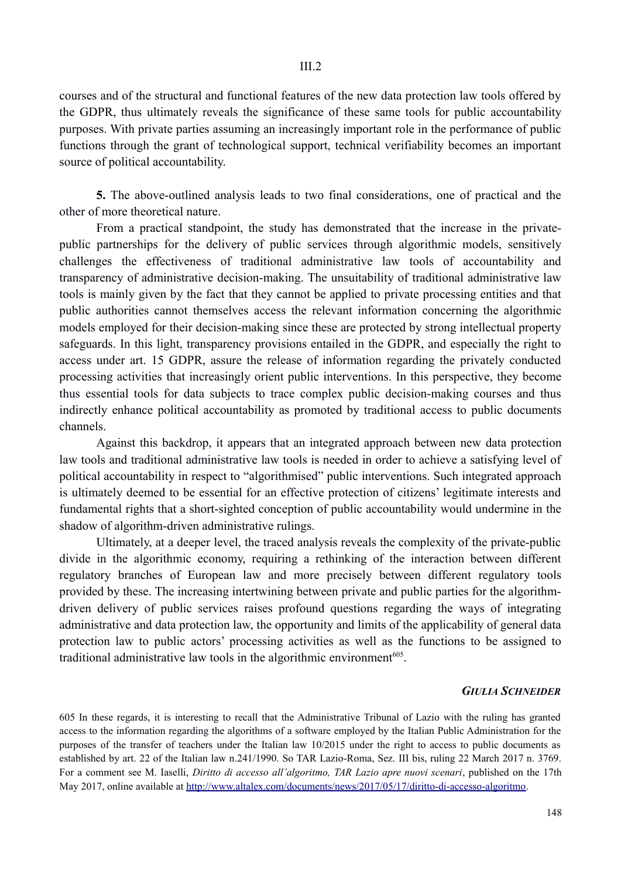courses and of the structural and functional features of the new data protection law tools offered by the GDPR, thus ultimately reveals the significance of these same tools for public accountability purposes. With private parties assuming an increasingly important role in the performance of public functions through the grant of technological support, technical verifiability becomes an important source of political accountability.

**5.** The above-outlined analysis leads to two final considerations, one of practical and the other of more theoretical nature.

From a practical standpoint, the study has demonstrated that the increase in the private-public partnerships for the delivery of public services through algorithmic models, sensitively challenges the effectiveness of traditional administrative law tools of accountability and transparency of administrative decision-making. The unsuitability of traditional administrative law tools is mainly given by the fact that they cannot be applied to private processing entities and that public authorities cannot themselves access the relevant information concerning the algorithmic models employed for their decision-making since these are protected by strong intellectual property safeguards. In this light, transparency provisions entailed in the GDPR, and especially the right to access under art. 15 GDPR, assure the release of information regarding the privately conducted processing activities that increasingly orient public interventions. In this perspective, they become thus essential tools for data subjects to trace complex public decision-making courses and thus indirectly enhance political accountability as promoted by traditional access to public documents channels.

Against this backdrop, it appears that an integrated approach between new data protection law tools and traditional administrative law tools is needed in order to achieve a satisfying level of political accountability in respect to "algorithmised" public interventions. Such integrated approach is ultimately deemed to be essential for an effective protection of citizens' legitimate interests and fundamental rights that a short-sighted conception of public accountability would undermine in the shadow of algorithm-driven administrative rulings.

Ultimately, at a deeper level, the traced analysis reveals the complexity of the private-public divide in the algorithmic economy, requiring a rethinking of the interaction between different regulatory branches of European law and more precisely between different regulatory tools provided by these. The increasing intertwining between private and public parties for the algorithm-driven delivery of public services raises profound questions regarding the ways of integrating administrative and data protection law, the opportunity and limits of the applicability of general data protection law to public actors' processing activities as well as the functions to be assigned to traditional administrative law tools in the algorithmic environment[605].

***GIULIA SCHNEIDER***

605 In these regards, it is interesting to recall that the Administrative Tribunal of Lazio with the ruling has granted access to the information regarding the algorithms of a software employed by the Italian Public Administration for the purposes of the transfer of teachers under the Italian law 10/2015 under the right to access to public documents as established by art. 22 of the Italian law n.241/1990. So TAR Lazio-Roma, Sez. III bis, ruling 22 March 2017 n. 3769. For a comment see M. Iaselli, *Diritto di accesso all'algoritmo, TAR Lazio apre nuovi scenari*, published on the 17th May 2017, online available at http://www.altalex.com/documents/news/2017/05/17/diritto-di-accesso-algoritmo.